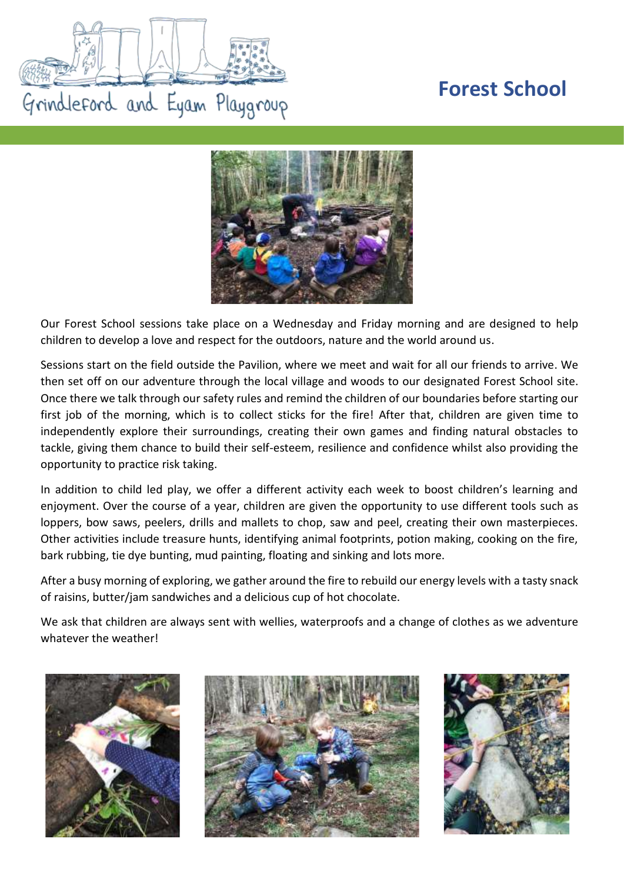Grindleford and Eyam Playgroup

# Forest School

Our Forest School sessions take place on a Wednesday and Friday morning and are designed to help children to develop a love and respect for the outdoors, nature and the world around us.

Sessions start on the field outside the Pavilion, where we meet and wait for all our friends to arrive. We then set off on our adventure through the local village and woods to our designated Forest School site. Once there we talk through our safety rules and remind the children of our boundaries before starting our first job of the morning, which is to collect sticks for the fire! After that, children are given time to independently explore their surroundings, creating their own games and finding natural obstacles to tackle, giving them chance to build their self-esteem, resilience and confidence whilst also providing the opportunity to practice risk taking.

In addition to child led play, we offer a different activity each week to boost children's learning and enjoyment. Over the course of a year, children are given the opportunity to use different tools such as loppers, bow saws, peelers, drills and mallets to chop, saw and peel, creating their own masterpieces. Other activities include treasure hunts, identifying animal footprints, potion making, cooking on the fire, bark rubbing, tie dye bunting, mud painting, floating and sinking and lots more.

After a busy morning of exploring, we gather around the fire to rebuild our energy levels with a tasty snack of raisins, butter/jam sandwiches and a delicious cup of hot chocolate.

We ask that children are always sent with wellies, waterproofs and a change of clothes as we adventure whatever the weather!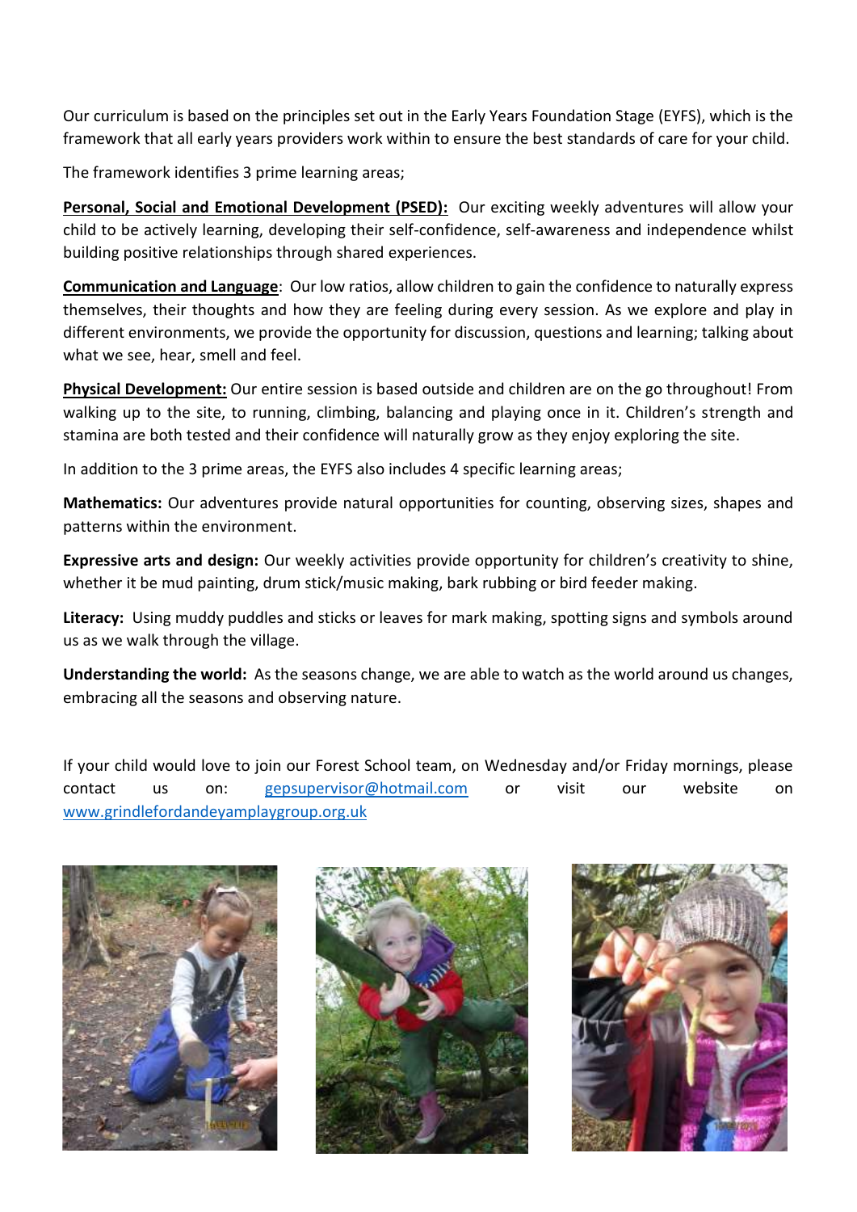Our curriculum is based on the principles set out in the Early Years Foundation Stage (EYFS), which is the framework that all early years providers work within to ensure the best standards of care for your child.

The framework identifies 3 prime learning areas;

**Personal, Social and Emotional Development (PSED):** Our exciting weekly adventures will allow your child to be actively learning, developing their self-confidence, self-awareness and independence whilst building positive relationships through shared experiences.

**Communication and Language**: Our low ratios, allow children to gain the confidence to naturally express themselves, their thoughts and how they are feeling during every session. As we explore and play in different environments, we provide the opportunity for discussion, questions and learning; talking about what we see, hear, smell and feel.

**Physical Development:** Our entire session is based outside and children are on the go throughout! From walking up to the site, to running, climbing, balancing and playing once in it. Children's strength and stamina are both tested and their confidence will naturally grow as they enjoy exploring the site.

In addition to the 3 prime areas, the EYFS also includes 4 specific learning areas;

**Mathematics:** Our adventures provide natural opportunities for counting, observing sizes, shapes and patterns within the environment.

**Expressive arts and design:** Our weekly activities provide opportunity for children's creativity to shine, whether it be mud painting, drum stick/music making, bark rubbing or bird feeder making.

**Literacy:** Using muddy puddles and sticks or leaves for mark making, spotting signs and symbols around us as we walk through the village.

**Understanding the world:** As the seasons change, we are able to watch as the world around us changes, embracing all the seasons and observing nature.

If your child would love to join our Forest School team, on Wednesday and/or Friday mornings, please contact us on: gepsupervisor@hotmail.com or visit our website on www.grindlefordandeyamplaygroup.org.uk